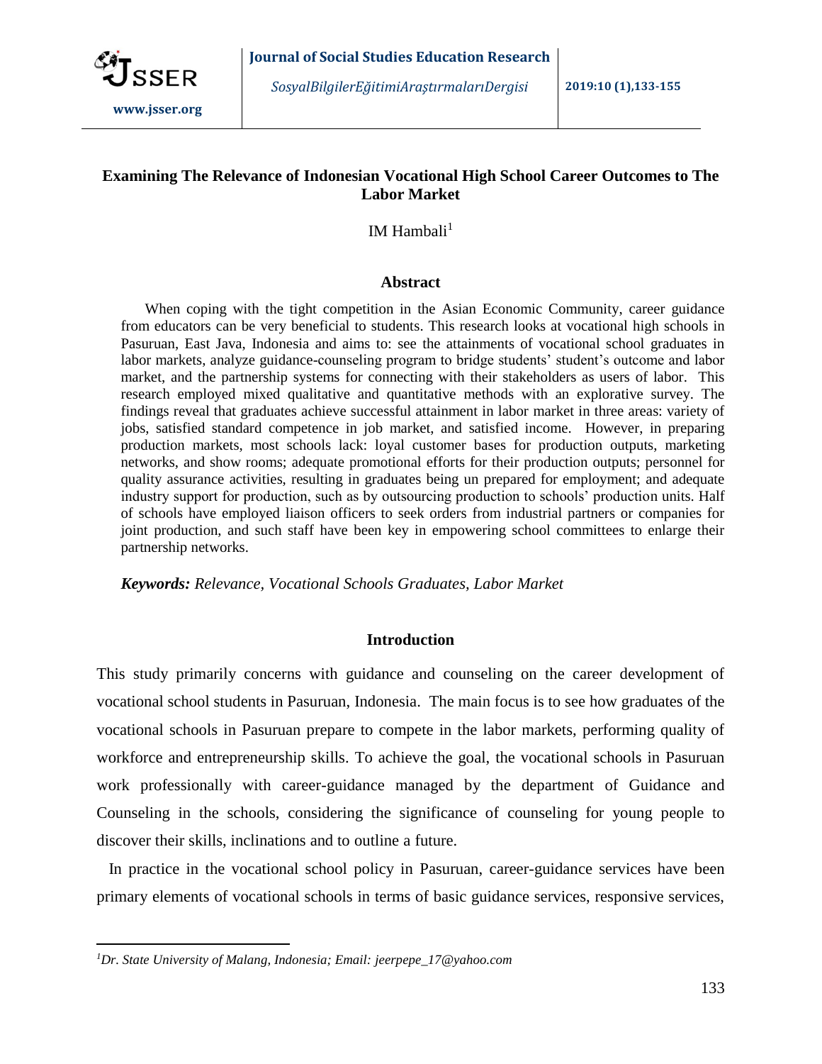# Examining The Relevance of Indonesian Vocational High School Career Outcomes to The Labor Market

IM Hambali[1]

## Abstract

When coping with the tight competition in the Asian Economic Community, career guidance from educators can be very beneficial to students. This research looks at vocational high schools in Pasuruan, East Java, Indonesia and aims to: see the attainments of vocational school graduates in labor markets, analyze guidance-counseling program to bridge students' student's outcome and labor market, and the partnership systems for connecting with their stakeholders as users of labor. This research employed mixed qualitative and quantitative methods with an explorative survey. The findings reveal that graduates achieve successful attainment in labor market in three areas: variety of jobs, satisfied standard competence in job market, and satisfied income. However, in preparing production markets, most schools lack: loyal customer bases for production outputs, marketing networks, and show rooms; adequate promotional efforts for their production outputs; personnel for quality assurance activities, resulting in graduates being un prepared for employment; and adequate industry support for production, such as by outsourcing production to schools' production units. Half of schools have employed liaison officers to seek orders from industrial partners or companies for joint production, and such staff have been key in empowering school committees to enlarge their partnership networks.

***Keywords:** Relevance, Vocational Schools Graduates, Labor Market*

## Introduction

This study primarily concerns with guidance and counseling on the career development of vocational school students in Pasuruan, Indonesia. The main focus is to see how graduates of the vocational schools in Pasuruan prepare to compete in the labor markets, performing quality of workforce and entrepreneurship skills. To achieve the goal, the vocational schools in Pasuruan work professionally with career-guidance managed by the department of Guidance and Counseling in the schools, considering the significance of counseling for young people to discover their skills, inclinations and to outline a future.

In practice in the vocational school policy in Pasuruan, career-guidance services have been primary elements of vocational schools in terms of basic guidance services, responsive services,

---

[1] *Dr. State University of Malang, Indonesia; Email: jeerpepe_17@yahoo.com*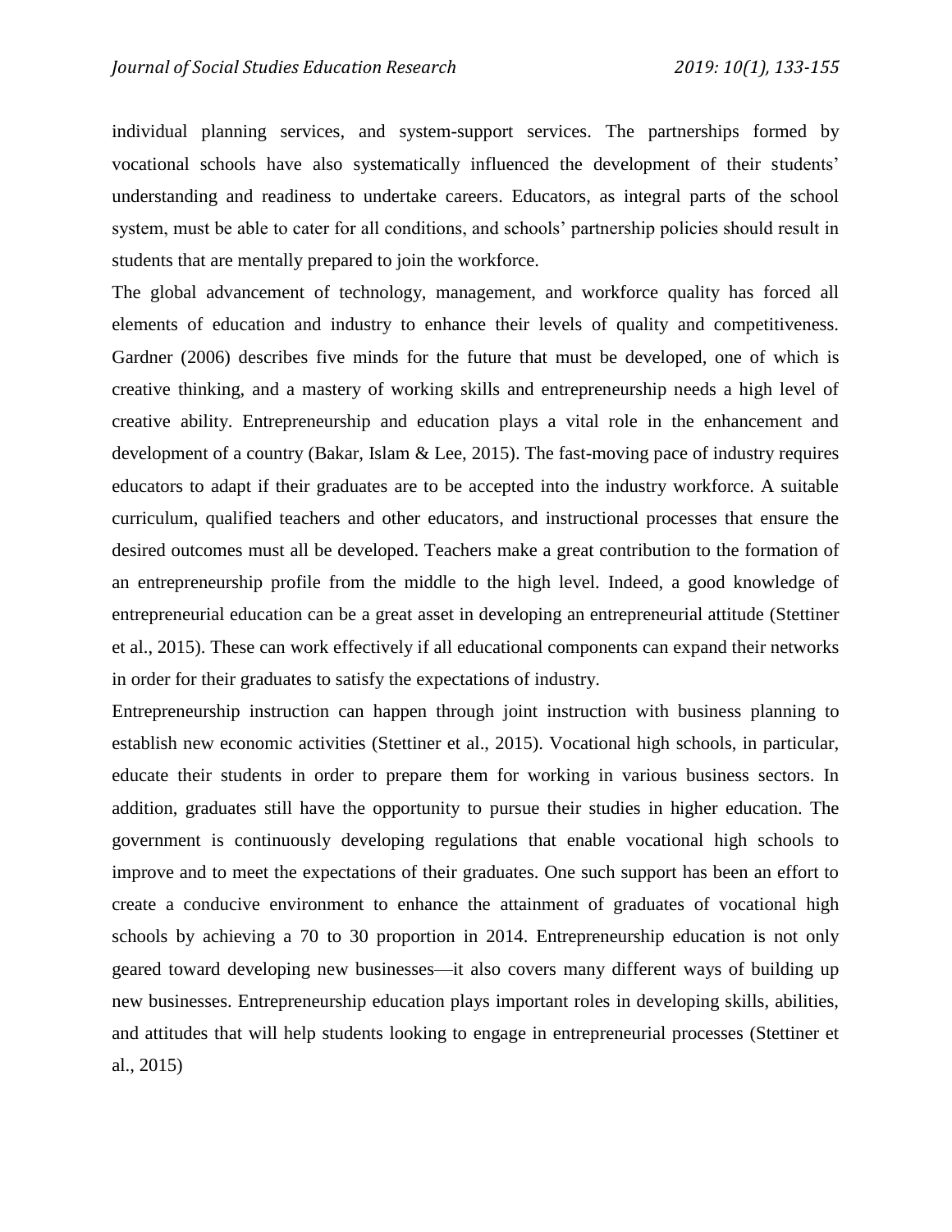individual planning services, and system-support services. The partnerships formed by vocational schools have also systematically influenced the development of their students' understanding and readiness to undertake careers. Educators, as integral parts of the school system, must be able to cater for all conditions, and schools' partnership policies should result in students that are mentally prepared to join the workforce.

The global advancement of technology, management, and workforce quality has forced all elements of education and industry to enhance their levels of quality and competitiveness. Gardner (2006) describes five minds for the future that must be developed, one of which is creative thinking, and a mastery of working skills and entrepreneurship needs a high level of creative ability. Entrepreneurship and education plays a vital role in the enhancement and development of a country (Bakar, Islam & Lee, 2015). The fast-moving pace of industry requires educators to adapt if their graduates are to be accepted into the industry workforce. A suitable curriculum, qualified teachers and other educators, and instructional processes that ensure the desired outcomes must all be developed. Teachers make a great contribution to the formation of an entrepreneurship profile from the middle to the high level. Indeed, a good knowledge of entrepreneurial education can be a great asset in developing an entrepreneurial attitude (Stettiner et al., 2015). These can work effectively if all educational components can expand their networks in order for their graduates to satisfy the expectations of industry.

Entrepreneurship instruction can happen through joint instruction with business planning to establish new economic activities (Stettiner et al., 2015). Vocational high schools, in particular, educate their students in order to prepare them for working in various business sectors. In addition, graduates still have the opportunity to pursue their studies in higher education. The government is continuously developing regulations that enable vocational high schools to improve and to meet the expectations of their graduates. One such support has been an effort to create a conducive environment to enhance the attainment of graduates of vocational high schools by achieving a 70 to 30 proportion in 2014. Entrepreneurship education is not only geared toward developing new businesses—it also covers many different ways of building up new businesses. Entrepreneurship education plays important roles in developing skills, abilities, and attitudes that will help students looking to engage in entrepreneurial processes (Stettiner et al., 2015)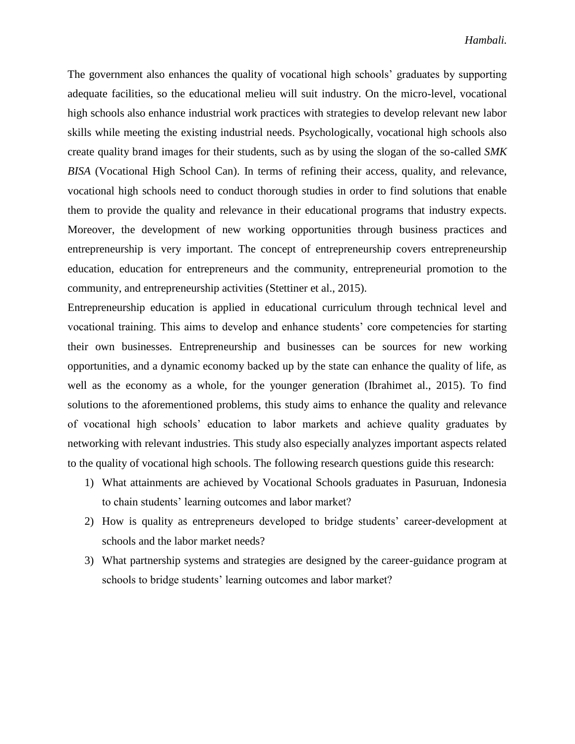The government also enhances the quality of vocational high schools' graduates by supporting adequate facilities, so the educational melieu will suit industry. On the micro-level, vocational high schools also enhance industrial work practices with strategies to develop relevant new labor skills while meeting the existing industrial needs. Psychologically, vocational high schools also create quality brand images for their students, such as by using the slogan of the so-called *SMK BISA* (Vocational High School Can). In terms of refining their access, quality, and relevance, vocational high schools need to conduct thorough studies in order to find solutions that enable them to provide the quality and relevance in their educational programs that industry expects. Moreover, the development of new working opportunities through business practices and entrepreneurship is very important. The concept of entrepreneurship covers entrepreneurship education, education for entrepreneurs and the community, entrepreneurial promotion to the community, and entrepreneurship activities (Stettiner et al., 2015).

Entrepreneurship education is applied in educational curriculum through technical level and vocational training. This aims to develop and enhance students' core competencies for starting their own businesses. Entrepreneurship and businesses can be sources for new working opportunities, and a dynamic economy backed up by the state can enhance the quality of life, as well as the economy as a whole, for the younger generation (Ibrahimet al., 2015). To find solutions to the aforementioned problems, this study aims to enhance the quality and relevance of vocational high schools' education to labor markets and achieve quality graduates by networking with relevant industries. This study also especially analyzes important aspects related to the quality of vocational high schools. The following research questions guide this research:

1) What attainments are achieved by Vocational Schools graduates in Pasuruan, Indonesia to chain students' learning outcomes and labor market?
2) How is quality as entrepreneurs developed to bridge students' career-development at schools and the labor market needs?
3) What partnership systems and strategies are designed by the career-guidance program at schools to bridge students' learning outcomes and labor market?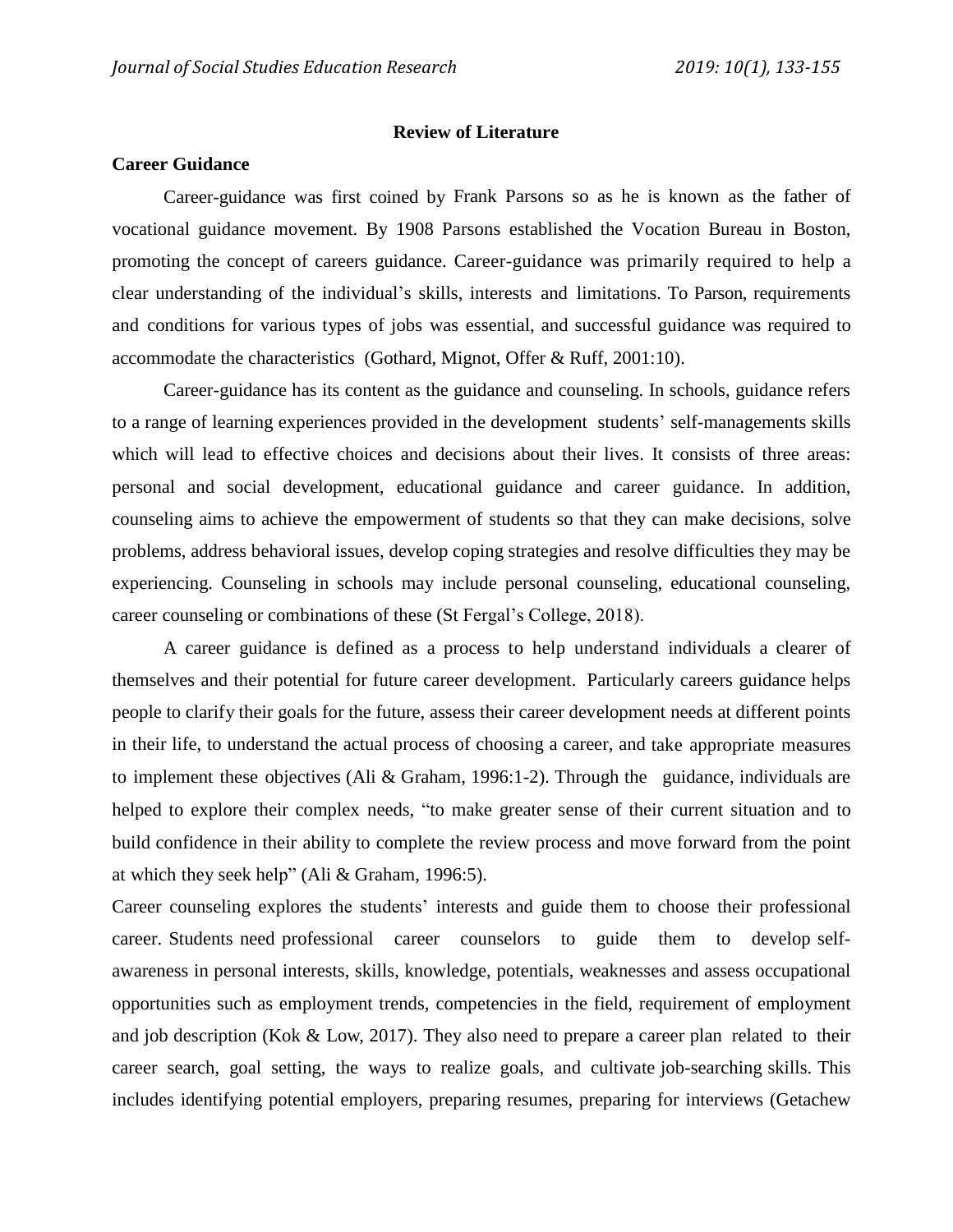## Review of Literature

### Career Guidance

Career-guidance was first coined by Frank Parsons so as he is known as the father of vocational guidance movement. By 1908 Parsons established the Vocation Bureau in Boston, promoting the concept of careers guidance. Career-guidance was primarily required to help a clear understanding of the individual's skills, interests and limitations. To Parson, requirements and conditions for various types of jobs was essential, and successful guidance was required to accommodate the characteristics (Gothard, Mignot, Offer & Ruff, 2001:10).

Career-guidance has its content as the guidance and counseling. In schools, guidance refers to a range of learning experiences provided in the development students' self-managements skills which will lead to effective choices and decisions about their lives. It consists of three areas: personal and social development, educational guidance and career guidance. In addition, counseling aims to achieve the empowerment of students so that they can make decisions, solve problems, address behavioral issues, develop coping strategies and resolve difficulties they may be experiencing. Counseling in schools may include personal counseling, educational counseling, career counseling or combinations of these (St Fergal's College, 2018).

A career guidance is defined as a process to help understand individuals a clearer of themselves and their potential for future career development. Particularly careers guidance helps people to clarify their goals for the future, assess their career development needs at different points in their life, to understand the actual process of choosing a career, and take appropriate measures to implement these objectives (Ali & Graham, 1996:1-2). Through the guidance, individuals are helped to explore their complex needs, "to make greater sense of their current situation and to build confidence in their ability to complete the review process and move forward from the point at which they seek help" (Ali & Graham, 1996:5).

Career counseling explores the students' interests and guide them to choose their professional career. Students need professional career counselors to guide them to develop self-awareness in personal interests, skills, knowledge, potentials, weaknesses and assess occupational opportunities such as employment trends, competencies in the field, requirement of employment and job description (Kok & Low, 2017). They also need to prepare a career plan related to their career search, goal setting, the ways to realize goals, and cultivate job-searching skills. This includes identifying potential employers, preparing resumes, preparing for interviews (Getachew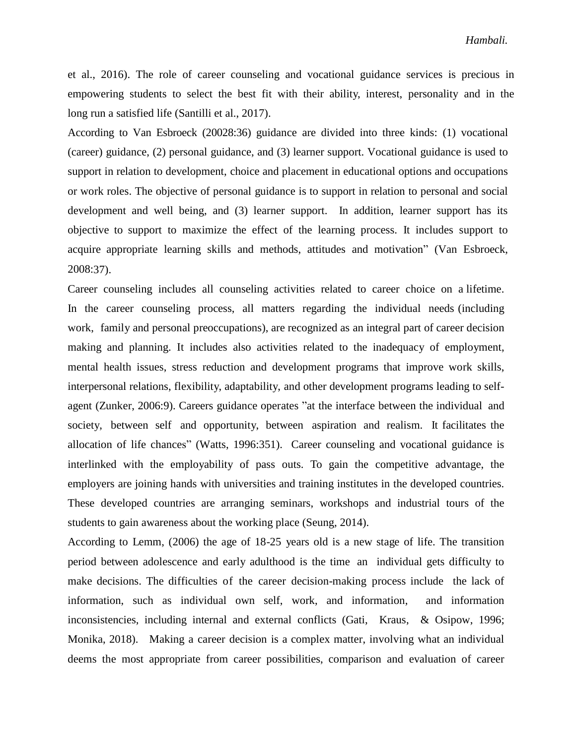et al., 2016). The role of career counseling and vocational guidance services is precious in empowering students to select the best fit with their ability, interest, personality and in the long run a satisfied life (Santilli et al., 2017).

According to Van Esbroeck (20028:36) guidance are divided into three kinds: (1) vocational (career) guidance, (2) personal guidance, and (3) learner support. Vocational guidance is used to support in relation to development, choice and placement in educational options and occupations or work roles. The objective of personal guidance is to support in relation to personal and social development and well being, and (3) learner support. In addition, learner support has its objective to support to maximize the effect of the learning process. It includes support to acquire appropriate learning skills and methods, attitudes and motivation" (Van Esbroeck, 2008:37).

Career counseling includes all counseling activities related to career choice on a lifetime. In the career counseling process, all matters regarding the individual needs (including work, family and personal preoccupations), are recognized as an integral part of career decision making and planning. It includes also activities related to the inadequacy of employment, mental health issues, stress reduction and development programs that improve work skills, interpersonal relations, flexibility, adaptability, and other development programs leading to self-agent (Zunker, 2006:9). Careers guidance operates "at the interface between the individual and society, between self and opportunity, between aspiration and realism. It facilitates the allocation of life chances" (Watts, 1996:351). Career counseling and vocational guidance is interlinked with the employability of pass outs. To gain the competitive advantage, the employers are joining hands with universities and training institutes in the developed countries. These developed countries are arranging seminars, workshops and industrial tours of the students to gain awareness about the working place (Seung, 2014).

According to Lemm, (2006) the age of 18-25 years old is a new stage of life. The transition period between adolescence and early adulthood is the time an individual gets difficulty to make decisions. The difficulties of the career decision-making process include the lack of information, such as individual own self, work, and information, and information inconsistencies, including internal and external conflicts (Gati, Kraus, & Osipow, 1996; Monika, 2018). Making a career decision is a complex matter, involving what an individual deems the most appropriate from career possibilities, comparison and evaluation of career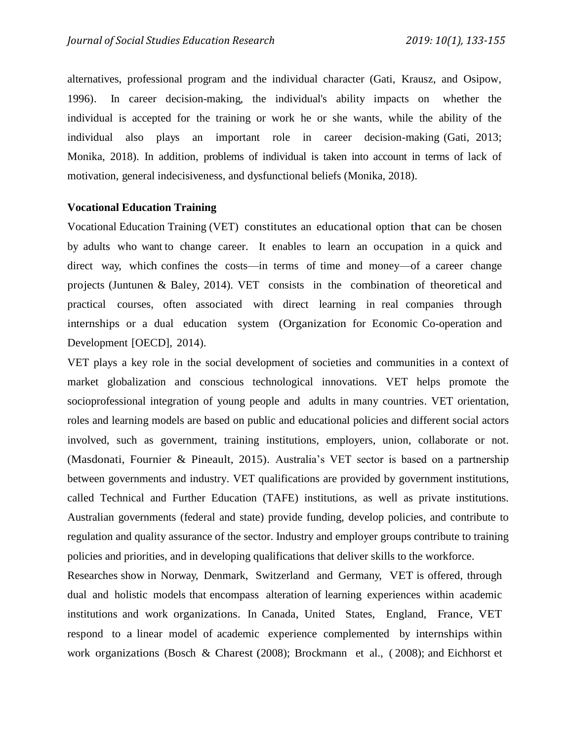alternatives, professional program and the individual character (Gati, Krausz, and Osipow, 1996). In career decision-making, the individual's ability impacts on whether the individual is accepted for the training or work he or she wants, while the ability of the individual also plays an important role in career decision-making (Gati, 2013; Monika, 2018). In addition, problems of individual is taken into account in terms of lack of motivation, general indecisiveness, and dysfunctional beliefs (Monika, 2018).

**Vocational Education Training**

Vocational Education Training (VET) constitutes an educational option that can be chosen by adults who want to change career. It enables to learn an occupation in a quick and direct way, which confines the costs—in terms of time and money—of a career change projects (Juntunen & Baley, 2014). VET consists in the combination of theoretical and practical courses, often associated with direct learning in real companies through internships or a dual education system (Organization for Economic Co-operation and Development [OECD], 2014).

VET plays a key role in the social development of societies and communities in a context of market globalization and conscious technological innovations. VET helps promote the socioprofessional integration of young people and adults in many countries. VET orientation, roles and learning models are based on public and educational policies and different social actors involved, such as government, training institutions, employers, union, collaborate or not. (Masdonati, Fournier & Pineault, 2015). Australia's VET sector is based on a partnership between governments and industry. VET qualifications are provided by government institutions, called Technical and Further Education (TAFE) institutions, as well as private institutions. Australian governments (federal and state) provide funding, develop policies, and contribute to regulation and quality assurance of the sector. Industry and employer groups contribute to training policies and priorities, and in developing qualifications that deliver skills to the workforce.

Researches show in Norway, Denmark, Switzerland and Germany, VET is offered, through dual and holistic models that encompass alteration of learning experiences within academic institutions and work organizations. In Canada, United States, England, France, VET respond to a linear model of academic experience complemented by internships within work organizations (Bosch & Charest (2008); Brockmann et al., ( 2008); and Eichhorst et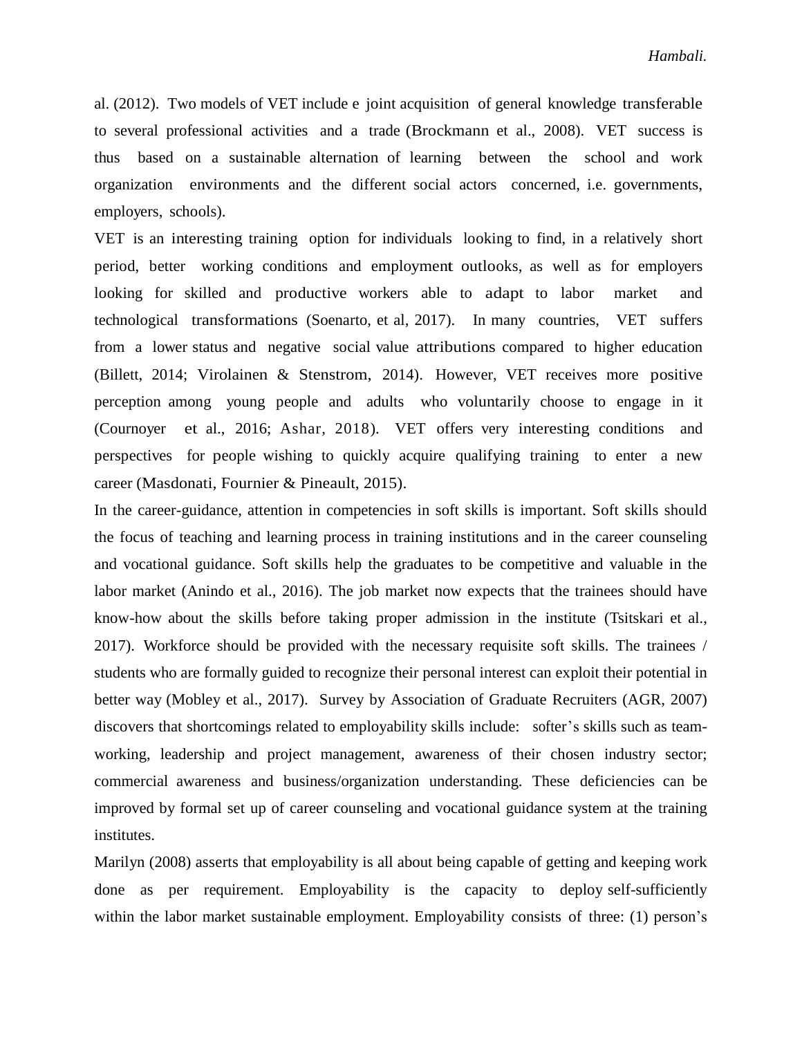al. (2012). Two models of VET include e joint acquisition of general knowledge transferable to several professional activities and a trade (Brockmann et al., 2008). VET success is thus based on a sustainable alternation of learning between the school and work organization environments and the different social actors concerned, i.e. governments, employers, schools).

VET is an interesting training option for individuals looking to find, in a relatively short period, better working conditions and employment outlooks, as well as for employers looking for skilled and productive workers able to adapt to labor market and technological transformations (Soenarto, et al, 2017). In many countries, VET suffers from a lower status and negative social value attributions compared to higher education (Billett, 2014; Virolainen & Stenstrom, 2014). However, VET receives more positive perception among young people and adults who voluntarily choose to engage in it (Cournoyer et al., 2016; Ashar, 2018). VET offers very interesting conditions and perspectives for people wishing to quickly acquire qualifying training to enter a new career (Masdonati, Fournier & Pineault, 2015).

In the career-guidance, attention in competencies in soft skills is important. Soft skills should the focus of teaching and learning process in training institutions and in the career counseling and vocational guidance. Soft skills help the graduates to be competitive and valuable in the labor market (Anindo et al., 2016). The job market now expects that the trainees should have know-how about the skills before taking proper admission in the institute (Tsitskari et al., 2017). Workforce should be provided with the necessary requisite soft skills. The trainees / students who are formally guided to recognize their personal interest can exploit their potential in better way (Mobley et al., 2017). Survey by Association of Graduate Recruiters (AGR, 2007) discovers that shortcomings related to employability skills include: softer's skills such as team-working, leadership and project management, awareness of their chosen industry sector; commercial awareness and business/organization understanding. These deficiencies can be improved by formal set up of career counseling and vocational guidance system at the training institutes.

Marilyn (2008) asserts that employability is all about being capable of getting and keeping work done as per requirement. Employability is the capacity to deploy self-sufficiently within the labor market sustainable employment. Employability consists of three: (1) person's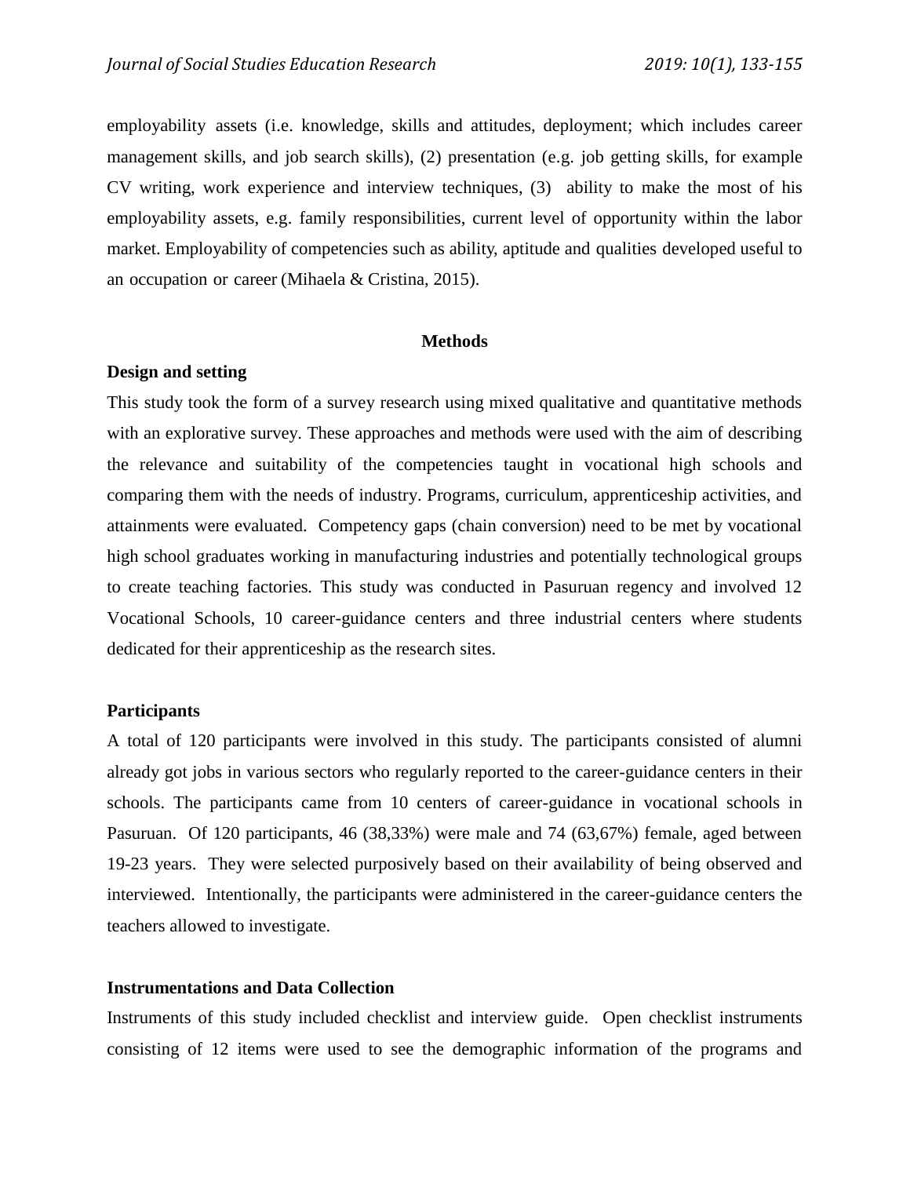employability assets (i.e. knowledge, skills and attitudes, deployment; which includes career management skills, and job search skills), (2) presentation (e.g. job getting skills, for example CV writing, work experience and interview techniques, (3) ability to make the most of his employability assets, e.g. family responsibilities, current level of opportunity within the labor market. Employability of competencies such as ability, aptitude and qualities developed useful to an occupation or career (Mihaela & Cristina, 2015).

## Methods

### Design and setting

This study took the form of a survey research using mixed qualitative and quantitative methods with an explorative survey. These approaches and methods were used with the aim of describing the relevance and suitability of the competencies taught in vocational high schools and comparing them with the needs of industry. Programs, curriculum, apprenticeship activities, and attainments were evaluated. Competency gaps (chain conversion) need to be met by vocational high school graduates working in manufacturing industries and potentially technological groups to create teaching factories. This study was conducted in Pasuruan regency and involved 12 Vocational Schools, 10 career-guidance centers and three industrial centers where students dedicated for their apprenticeship as the research sites.

### Participants

A total of 120 participants were involved in this study. The participants consisted of alumni already got jobs in various sectors who regularly reported to the career-guidance centers in their schools. The participants came from 10 centers of career-guidance in vocational schools in Pasuruan. Of 120 participants, 46 (38,33%) were male and 74 (63,67%) female, aged between 19-23 years. They were selected purposively based on their availability of being observed and interviewed. Intentionally, the participants were administered in the career-guidance centers the teachers allowed to investigate.

### Instrumentations and Data Collection

Instruments of this study included checklist and interview guide. Open checklist instruments consisting of 12 items were used to see the demographic information of the programs and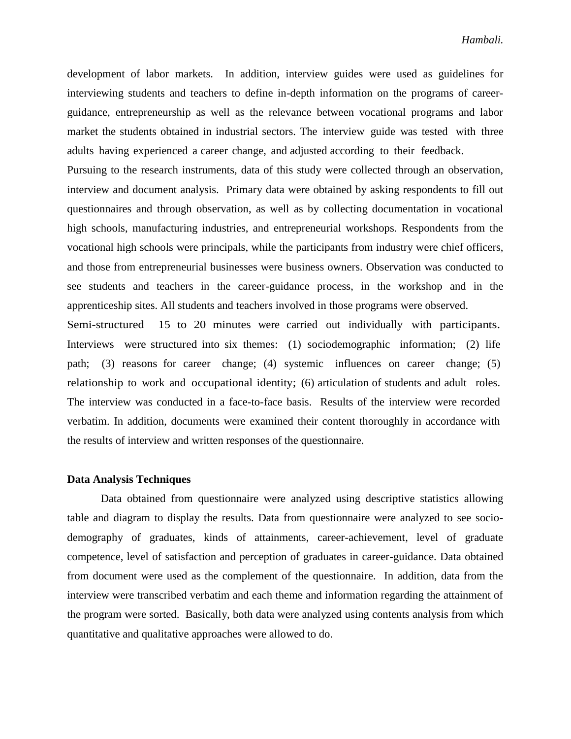development of labor markets. In addition, interview guides were used as guidelines for interviewing students and teachers to define in-depth information on the programs of career-guidance, entrepreneurship as well as the relevance between vocational programs and labor market the students obtained in industrial sectors. The interview guide was tested with three adults having experienced a career change, and adjusted according to their feedback.

Pursuing to the research instruments, data of this study were collected through an observation, interview and document analysis. Primary data were obtained by asking respondents to fill out questionnaires and through observation, as well as by collecting documentation in vocational high schools, manufacturing industries, and entrepreneurial workshops. Respondents from the vocational high schools were principals, while the participants from industry were chief officers, and those from entrepreneurial businesses were business owners. Observation was conducted to see students and teachers in the career-guidance process, in the workshop and in the apprenticeship sites. All students and teachers involved in those programs were observed.

Semi-structured 15 to 20 minutes were carried out individually with participants. Interviews were structured into six themes: (1) sociodemographic information; (2) life path; (3) reasons for career change; (4) systemic influences on career change; (5) relationship to work and occupational identity; (6) articulation of students and adult roles. The interview was conducted in a face-to-face basis. Results of the interview were recorded verbatim. In addition, documents were examined their content thoroughly in accordance with the results of interview and written responses of the questionnaire.

### Data Analysis Techniques

Data obtained from questionnaire were analyzed using descriptive statistics allowing table and diagram to display the results. Data from questionnaire were analyzed to see socio-demography of graduates, kinds of attainments, career-achievement, level of graduate competence, level of satisfaction and perception of graduates in career-guidance. Data obtained from document were used as the complement of the questionnaire. In addition, data from the interview were transcribed verbatim and each theme and information regarding the attainment of the program were sorted. Basically, both data were analyzed using contents analysis from which quantitative and qualitative approaches were allowed to do.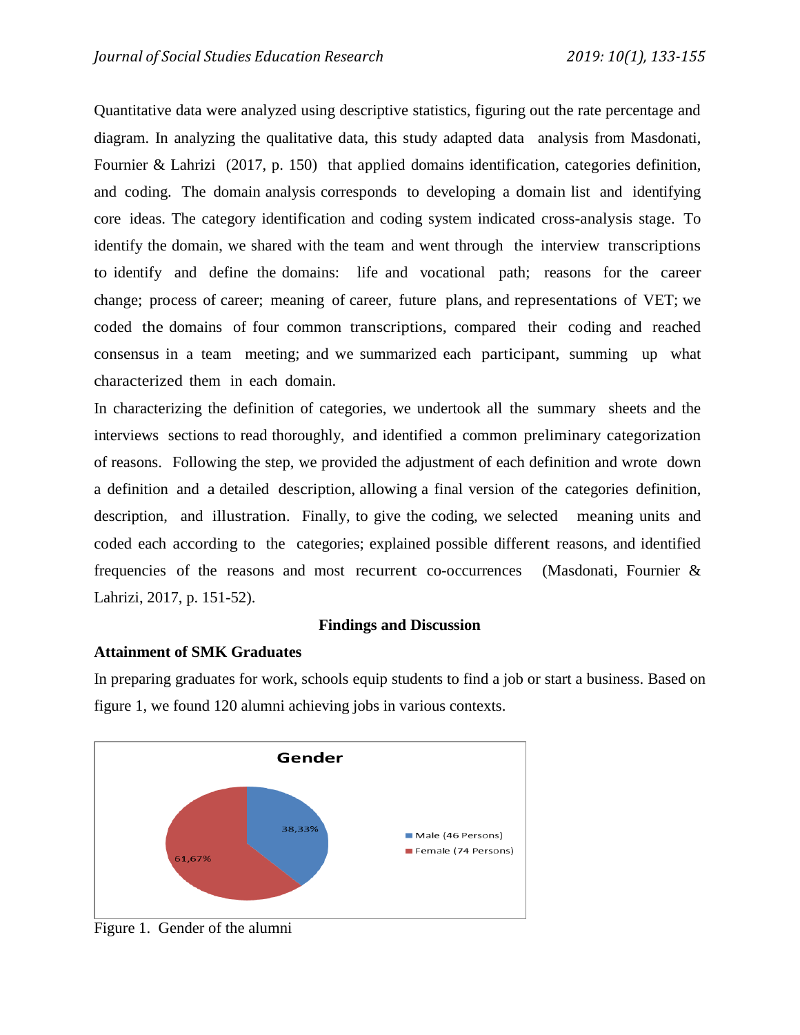Quantitative data were analyzed using descriptive statistics, figuring out the rate percentage and diagram. In analyzing the qualitative data, this study adapted data analysis from Masdonati, Fournier & Lahrizi (2017, p. 150) that applied domains identification, categories definition, and coding. The domain analysis corresponds to developing a domain list and identifying core ideas. The category identification and coding system indicated cross-analysis stage. To identify the domain, we shared with the team and went through the interview transcriptions to identify and define the domains: life and vocational path; reasons for the career change; process of career; meaning of career, future plans, and representations of VET; we coded the domains of four common transcriptions, compared their coding and reached consensus in a team meeting; and we summarized each participant, summing up what characterized them in each domain.

In characterizing the definition of categories, we undertook all the summary sheets and the interviews sections to read thoroughly, and identified a common preliminary categorization of reasons. Following the step, we provided the adjustment of each definition and wrote down a definition and a detailed description, allowing a final version of the categories definition, description, and illustration. Finally, to give the coding, we selected meaning units and coded each according to the categories; explained possible different reasons, and identified frequencies of the reasons and most recurrent co-occurrences (Masdonati, Fournier & Lahrizi, 2017, p. 151-52).

## Findings and Discussion

### Attainment of SMK Graduates

In preparing graduates for work, schools equip students to find a job or start a business. Based on figure 1, we found 120 alumni achieving jobs in various contexts.

Gender

38,33%
61,67%

Male (46 Persons)
Female (74 Persons)

Figure 1. Gender of the alumni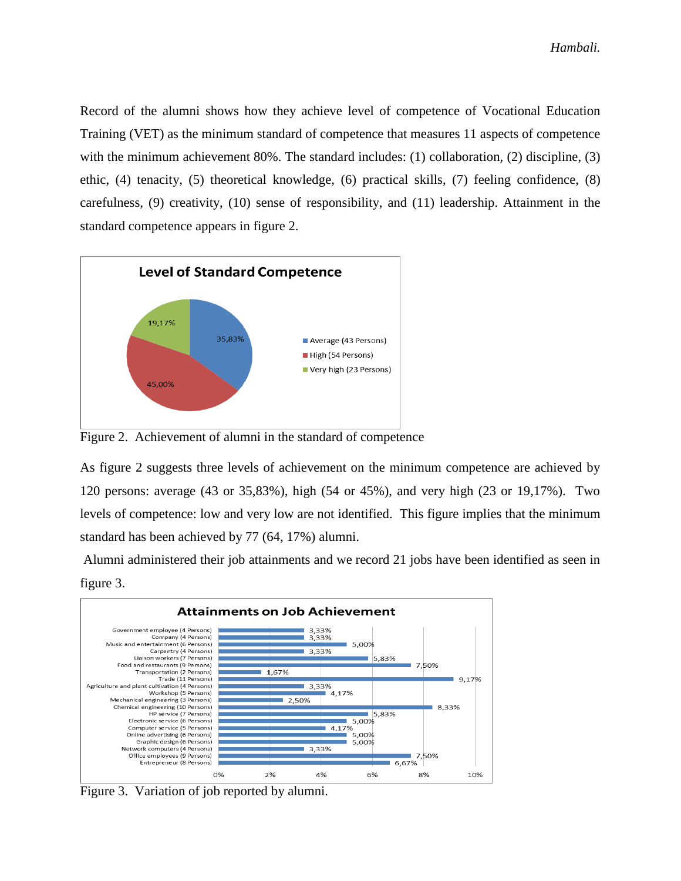Record of the alumni shows how they achieve level of competence of Vocational Education Training (VET) as the minimum standard of competence that measures 11 aspects of competence with the minimum achievement 80%. The standard includes: (1) collaboration, (2) discipline, (3) ethic, (4) tenacity, (5) theoretical knowledge, (6) practical skills, (7) feeling confidence, (8) carefulness, (9) creativity, (10) sense of responsibility, and (11) leadership. Attainment in the standard competence appears in figure 2.

**Level of Standard Competence**

| Level | Percentage |
| --- | --- |
| Average (43 Persons) | 35,83% |
| High (54 Persons) | 45,00% |
| Very high (23 Persons) | 19,17% |

Figure 2. Achievement of alumni in the standard of competence

As figure 2 suggests three levels of achievement on the minimum competence are achieved by 120 persons: average (43 or 35,83%), high (54 or 45%), and very high (23 or 19,17%). Two levels of competence: low and very low are not identified. This figure implies that the minimum standard has been achieved by 77 (64, 17%) alumni.

Alumni administered their job attainments and we record 21 jobs have been identified as seen in figure 3.

**Attainments on Job Achievement**

| Job | Percentage |
| --- | --- |
| Government employee (4 Persons) | 3,33% |
| Company (4 Persons) | 3,33% |
| Music and entertainment (6 Persons) | 5,00% |
| Carpentry (4 Persons) | 3,33% |
| Liaison workers (7 Persons) | 5,83% |
| Food and restaurants (9 Persons) | 7,50% |
| Transportation (2 Persons) | 1,67% |
| Trade (11 Persons) | 9,17% |
| Agriculture and plant cultivation (4 Persons) | 3,33% |
| Workshop (5 Persons) | 4,17% |
| Mechanical engineering (3 Persons) | 2,50% |
| Chemical engineering (10 Persons) | 8,33% |
| HP service (7 Persons) | 5,83% |
| Electronic service (6 Persons) | 5,00% |
| Computer service (5 Persons) | 4,17% |
| Online advertising (6 Persons) | 5,00% |
| Graphic design (6 Persons) | 5,00% |
| Network computers (4 Persons) | 3,33% |
| Office employees (9 Persons) | 7,50% |
| Entrepreneur (8 Persons) | 6,67% |

Figure 3. Variation of job reported by alumni.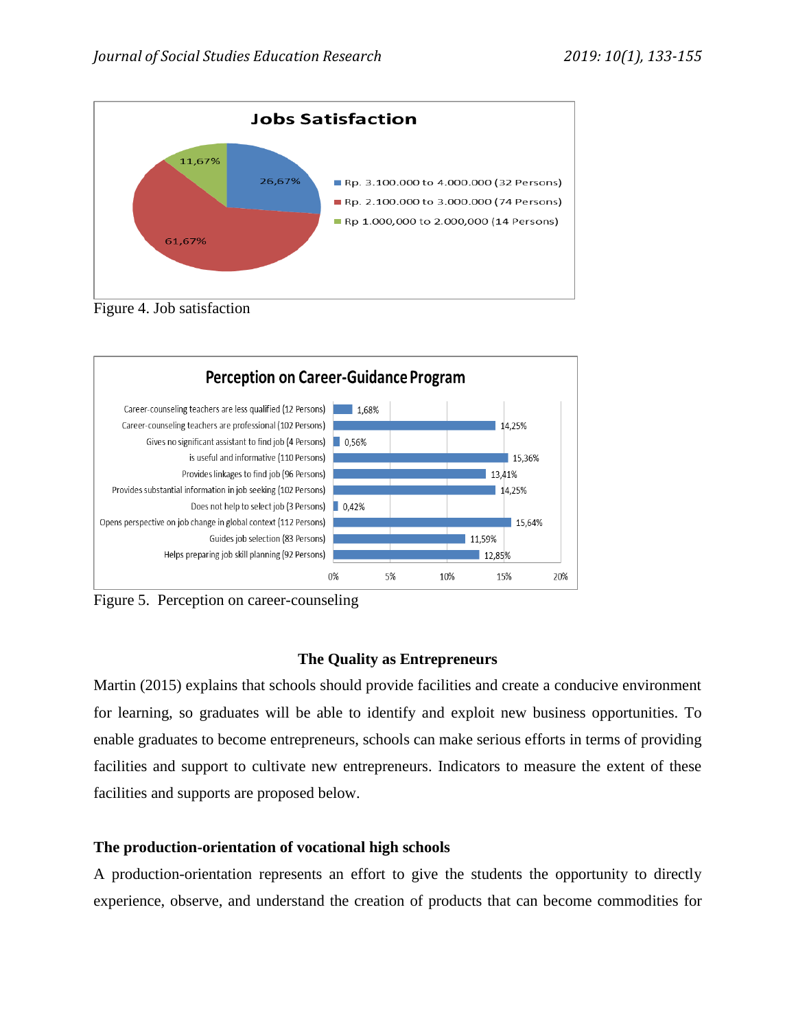Jobs Satisfaction

- Rp. 3.100.000 to 4.000.000 (32 Persons): 26,67%
- Rp. 2.100.000 to 3.000.000 (74 Persons): 61,67%
- Rp 1.000,000 to 2.000,000 (14 Persons): 11,67%

Figure 4. Job satisfaction

Perception on Career-Guidance Program

| Item | Percentage |
|---|---|
| Career-counseling teachers are less qualified (12 Persons) | 1,68% |
| Career-counseling teachers are professional (102 Persons) | 14,25% |
| Gives no significant assistant to find job (4 Persons) | 0,56% |
| is useful and informative (110 Persons) | 15,36% |
| Provides linkages to find job (96 Persons) | 13,41% |
| Provides substantial information in job seeking (102 Persons) | 14,25% |
| Does not help to select job (3 Persons) | 0,42% |
| Opens perspective on job change in global context (112 Persons) | 15,64% |
| Guides job selection (83 Persons) | 11,59% |
| Helps preparing job skill planning (92 Persons) | 12,85% |

Figure 5. Perception on career-counseling

## The Quality as Entrepreneurs

Martin (2015) explains that schools should provide facilities and create a conducive environment for learning, so graduates will be able to identify and exploit new business opportunities. To enable graduates to become entrepreneurs, schools can make serious efforts in terms of providing facilities and support to cultivate new entrepreneurs. Indicators to measure the extent of these facilities and supports are proposed below.

### The production-orientation of vocational high schools

A production-orientation represents an effort to give the students the opportunity to directly experience, observe, and understand the creation of products that can become commodities for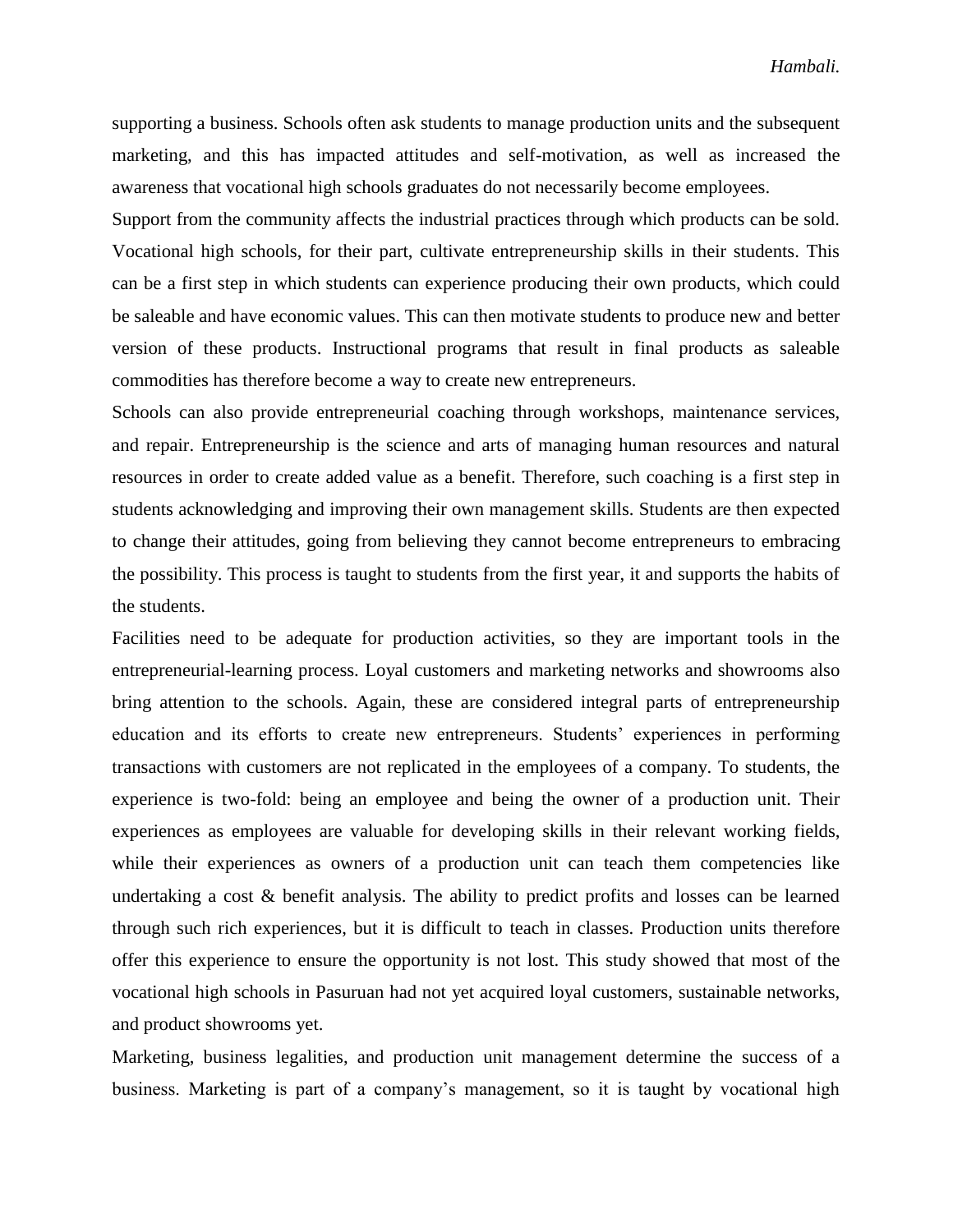supporting a business. Schools often ask students to manage production units and the subsequent marketing, and this has impacted attitudes and self-motivation, as well as increased the awareness that vocational high schools graduates do not necessarily become employees.

Support from the community affects the industrial practices through which products can be sold. Vocational high schools, for their part, cultivate entrepreneurship skills in their students. This can be a first step in which students can experience producing their own products, which could be saleable and have economic values. This can then motivate students to produce new and better version of these products. Instructional programs that result in final products as saleable commodities has therefore become a way to create new entrepreneurs.

Schools can also provide entrepreneurial coaching through workshops, maintenance services, and repair. Entrepreneurship is the science and arts of managing human resources and natural resources in order to create added value as a benefit. Therefore, such coaching is a first step in students acknowledging and improving their own management skills. Students are then expected to change their attitudes, going from believing they cannot become entrepreneurs to embracing the possibility. This process is taught to students from the first year, it and supports the habits of the students.

Facilities need to be adequate for production activities, so they are important tools in the entrepreneurial-learning process. Loyal customers and marketing networks and showrooms also bring attention to the schools. Again, these are considered integral parts of entrepreneurship education and its efforts to create new entrepreneurs. Students' experiences in performing transactions with customers are not replicated in the employees of a company. To students, the experience is two-fold: being an employee and being the owner of a production unit. Their experiences as employees are valuable for developing skills in their relevant working fields, while their experiences as owners of a production unit can teach them competencies like undertaking a cost & benefit analysis. The ability to predict profits and losses can be learned through such rich experiences, but it is difficult to teach in classes. Production units therefore offer this experience to ensure the opportunity is not lost. This study showed that most of the vocational high schools in Pasuruan had not yet acquired loyal customers, sustainable networks, and product showrooms yet.

Marketing, business legalities, and production unit management determine the success of a business. Marketing is part of a company's management, so it is taught by vocational high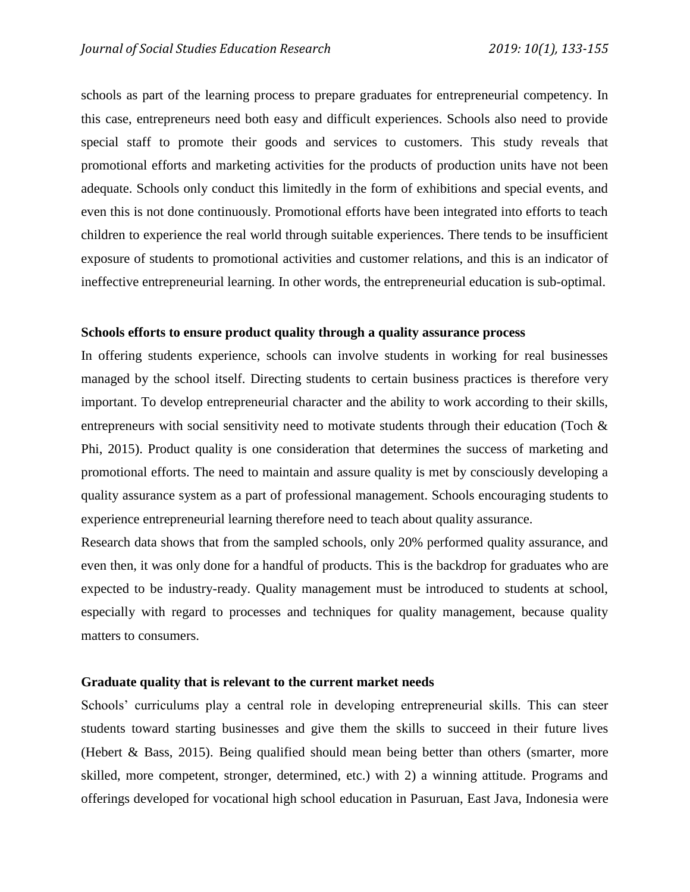schools as part of the learning process to prepare graduates for entrepreneurial competency. In this case, entrepreneurs need both easy and difficult experiences. Schools also need to provide special staff to promote their goods and services to customers. This study reveals that promotional efforts and marketing activities for the products of production units have not been adequate. Schools only conduct this limitedly in the form of exhibitions and special events, and even this is not done continuously. Promotional efforts have been integrated into efforts to teach children to experience the real world through suitable experiences. There tends to be insufficient exposure of students to promotional activities and customer relations, and this is an indicator of ineffective entrepreneurial learning. In other words, the entrepreneurial education is sub-optimal.

**Schools efforts to ensure product quality through a quality assurance process**

In offering students experience, schools can involve students in working for real businesses managed by the school itself. Directing students to certain business practices is therefore very important. To develop entrepreneurial character and the ability to work according to their skills, entrepreneurs with social sensitivity need to motivate students through their education (Toch & Phi, 2015). Product quality is one consideration that determines the success of marketing and promotional efforts. The need to maintain and assure quality is met by consciously developing a quality assurance system as a part of professional management. Schools encouraging students to experience entrepreneurial learning therefore need to teach about quality assurance.

Research data shows that from the sampled schools, only 20% performed quality assurance, and even then, it was only done for a handful of products. This is the backdrop for graduates who are expected to be industry-ready. Quality management must be introduced to students at school, especially with regard to processes and techniques for quality management, because quality matters to consumers.

**Graduate quality that is relevant to the current market needs**

Schools' curriculums play a central role in developing entrepreneurial skills. This can steer students toward starting businesses and give them the skills to succeed in their future lives (Hebert & Bass, 2015). Being qualified should mean being better than others (smarter, more skilled, more competent, stronger, determined, etc.) with 2) a winning attitude. Programs and offerings developed for vocational high school education in Pasuruan, East Java, Indonesia were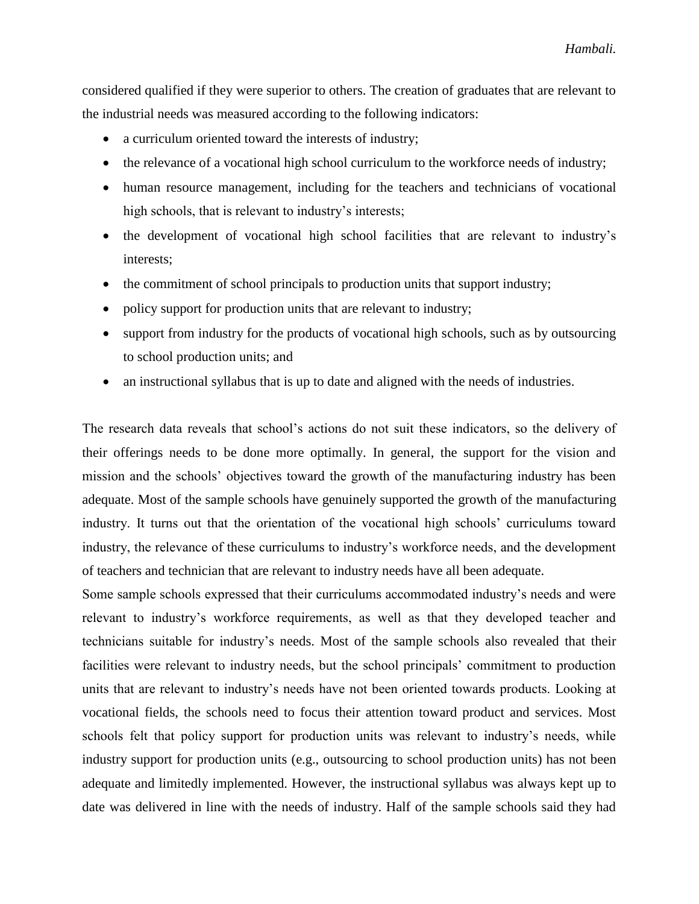considered qualified if they were superior to others. The creation of graduates that are relevant to the industrial needs was measured according to the following indicators:

- a curriculum oriented toward the interests of industry;
- the relevance of a vocational high school curriculum to the workforce needs of industry;
- human resource management, including for the teachers and technicians of vocational high schools, that is relevant to industry's interests;
- the development of vocational high school facilities that are relevant to industry's interests;
- the commitment of school principals to production units that support industry;
- policy support for production units that are relevant to industry;
- support from industry for the products of vocational high schools, such as by outsourcing to school production units; and
- an instructional syllabus that is up to date and aligned with the needs of industries.

The research data reveals that school's actions do not suit these indicators, so the delivery of their offerings needs to be done more optimally. In general, the support for the vision and mission and the schools' objectives toward the growth of the manufacturing industry has been adequate. Most of the sample schools have genuinely supported the growth of the manufacturing industry. It turns out that the orientation of the vocational high schools' curriculums toward industry, the relevance of these curriculums to industry's workforce needs, and the development of teachers and technician that are relevant to industry needs have all been adequate.

Some sample schools expressed that their curriculums accommodated industry's needs and were relevant to industry's workforce requirements, as well as that they developed teacher and technicians suitable for industry's needs. Most of the sample schools also revealed that their facilities were relevant to industry needs, but the school principals' commitment to production units that are relevant to industry's needs have not been oriented towards products. Looking at vocational fields, the schools need to focus their attention toward product and services. Most schools felt that policy support for production units was relevant to industry's needs, while industry support for production units (e.g., outsourcing to school production units) has not been adequate and limitedly implemented. However, the instructional syllabus was always kept up to date was delivered in line with the needs of industry. Half of the sample schools said they had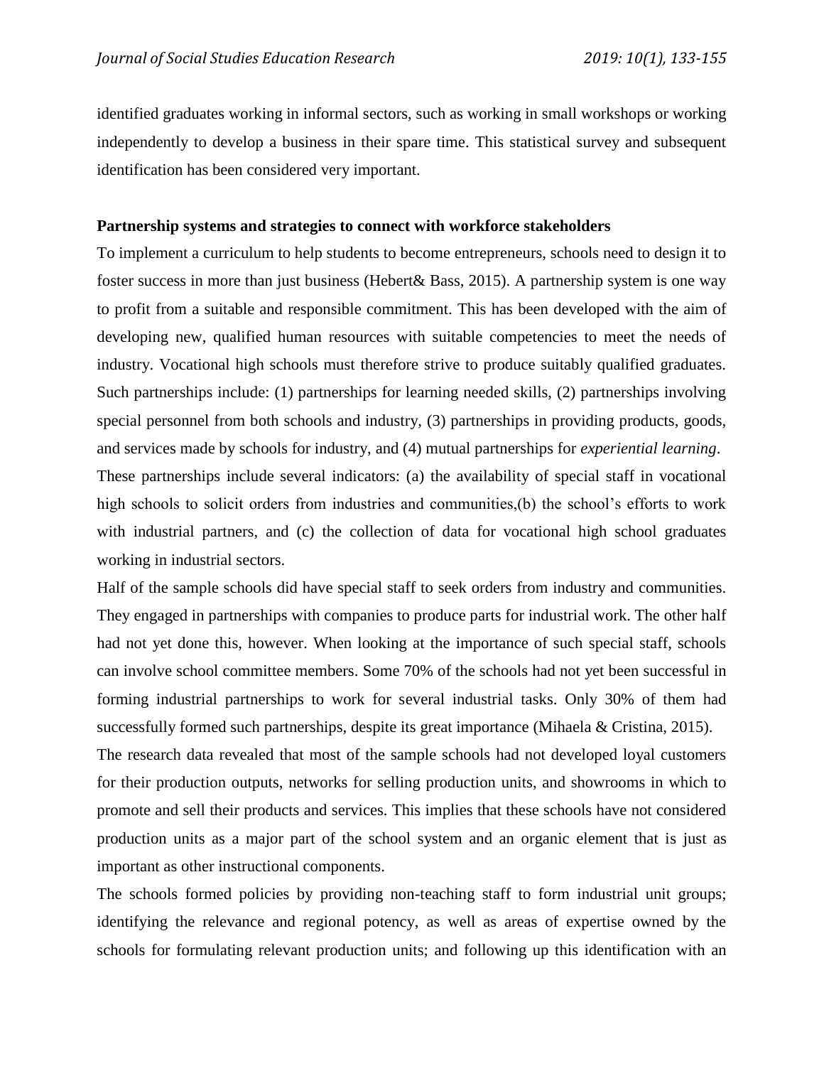identified graduates working in informal sectors, such as working in small workshops or working independently to develop a business in their spare time. This statistical survey and subsequent identification has been considered very important.

**Partnership systems and strategies to connect with workforce stakeholders**

To implement a curriculum to help students to become entrepreneurs, schools need to design it to foster success in more than just business (Hebert& Bass, 2015). A partnership system is one way to profit from a suitable and responsible commitment. This has been developed with the aim of developing new, qualified human resources with suitable competencies to meet the needs of industry. Vocational high schools must therefore strive to produce suitably qualified graduates. Such partnerships include: (1) partnerships for learning needed skills, (2) partnerships involving special personnel from both schools and industry, (3) partnerships in providing products, goods, and services made by schools for industry, and (4) mutual partnerships for *experiential learning*. These partnerships include several indicators: (a) the availability of special staff in vocational high schools to solicit orders from industries and communities,(b) the school's efforts to work with industrial partners, and (c) the collection of data for vocational high school graduates working in industrial sectors.

Half of the sample schools did have special staff to seek orders from industry and communities. They engaged in partnerships with companies to produce parts for industrial work. The other half had not yet done this, however. When looking at the importance of such special staff, schools can involve school committee members. Some 70% of the schools had not yet been successful in forming industrial partnerships to work for several industrial tasks. Only 30% of them had successfully formed such partnerships, despite its great importance (Mihaela & Cristina, 2015).

The research data revealed that most of the sample schools had not developed loyal customers for their production outputs, networks for selling production units, and showrooms in which to promote and sell their products and services. This implies that these schools have not considered production units as a major part of the school system and an organic element that is just as important as other instructional components.

The schools formed policies by providing non-teaching staff to form industrial unit groups; identifying the relevance and regional potency, as well as areas of expertise owned by the schools for formulating relevant production units; and following up this identification with an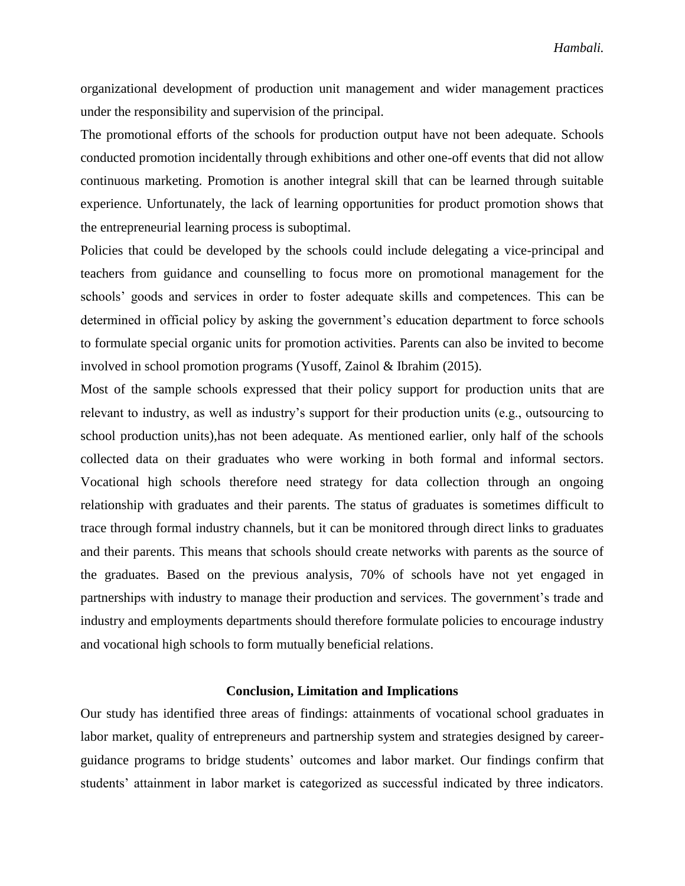organizational development of production unit management and wider management practices under the responsibility and supervision of the principal.

The promotional efforts of the schools for production output have not been adequate. Schools conducted promotion incidentally through exhibitions and other one-off events that did not allow continuous marketing. Promotion is another integral skill that can be learned through suitable experience. Unfortunately, the lack of learning opportunities for product promotion shows that the entrepreneurial learning process is suboptimal.

Policies that could be developed by the schools could include delegating a vice-principal and teachers from guidance and counselling to focus more on promotional management for the schools' goods and services in order to foster adequate skills and competences. This can be determined in official policy by asking the government's education department to force schools to formulate special organic units for promotion activities. Parents can also be invited to become involved in school promotion programs (Yusoff, Zainol & Ibrahim (2015).

Most of the sample schools expressed that their policy support for production units that are relevant to industry, as well as industry's support for their production units (e.g., outsourcing to school production units),has not been adequate. As mentioned earlier, only half of the schools collected data on their graduates who were working in both formal and informal sectors. Vocational high schools therefore need strategy for data collection through an ongoing relationship with graduates and their parents. The status of graduates is sometimes difficult to trace through formal industry channels, but it can be monitored through direct links to graduates and their parents. This means that schools should create networks with parents as the source of the graduates. Based on the previous analysis, 70% of schools have not yet engaged in partnerships with industry to manage their production and services. The government's trade and industry and employments departments should therefore formulate policies to encourage industry and vocational high schools to form mutually beneficial relations.

## Conclusion, Limitation and Implications

Our study has identified three areas of findings: attainments of vocational school graduates in labor market, quality of entrepreneurs and partnership system and strategies designed by career-guidance programs to bridge students' outcomes and labor market. Our findings confirm that students' attainment in labor market is categorized as successful indicated by three indicators.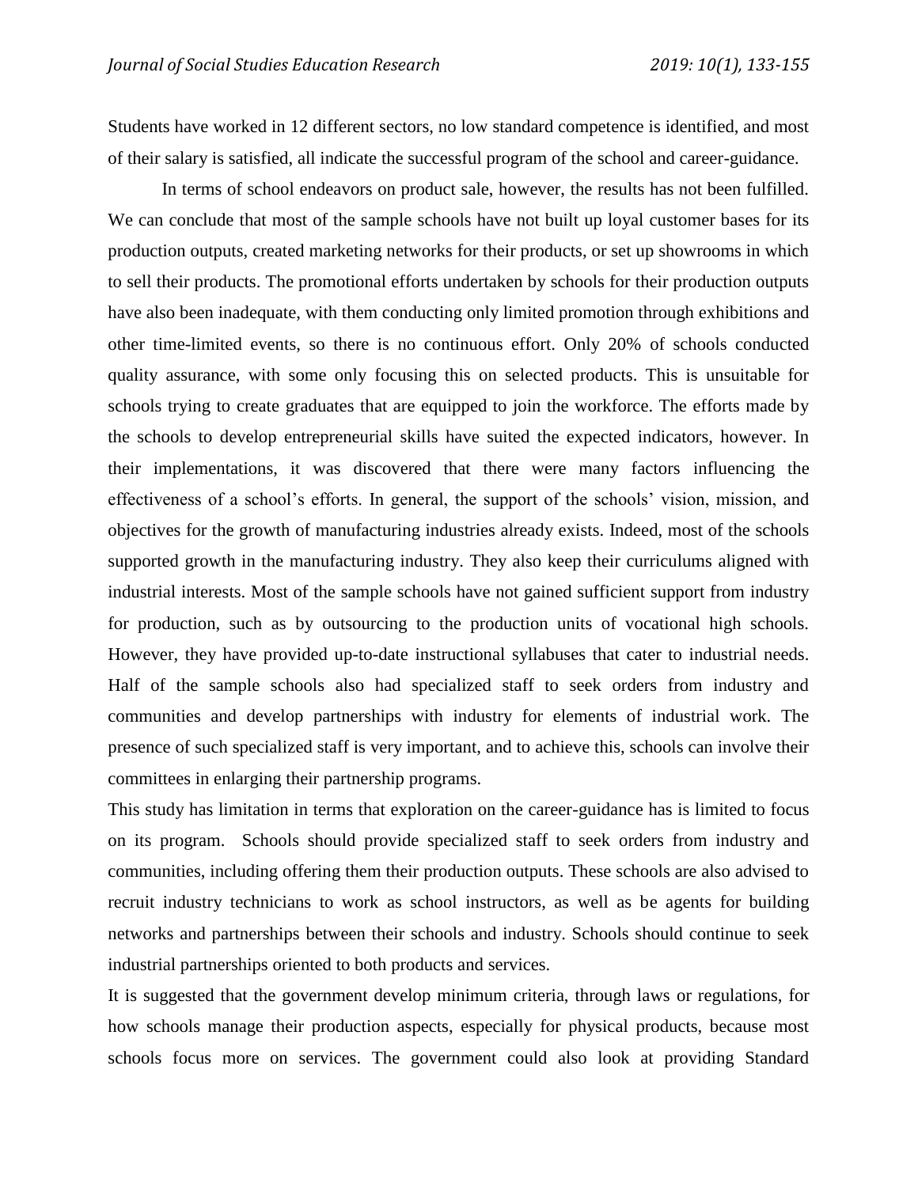Students have worked in 12 different sectors, no low standard competence is identified, and most of their salary is satisfied, all indicate the successful program of the school and career-guidance.

In terms of school endeavors on product sale, however, the results has not been fulfilled. We can conclude that most of the sample schools have not built up loyal customer bases for its production outputs, created marketing networks for their products, or set up showrooms in which to sell their products. The promotional efforts undertaken by schools for their production outputs have also been inadequate, with them conducting only limited promotion through exhibitions and other time-limited events, so there is no continuous effort. Only 20% of schools conducted quality assurance, with some only focusing this on selected products. This is unsuitable for schools trying to create graduates that are equipped to join the workforce. The efforts made by the schools to develop entrepreneurial skills have suited the expected indicators, however. In their implementations, it was discovered that there were many factors influencing the effectiveness of a school's efforts. In general, the support of the schools' vision, mission, and objectives for the growth of manufacturing industries already exists. Indeed, most of the schools supported growth in the manufacturing industry. They also keep their curriculums aligned with industrial interests. Most of the sample schools have not gained sufficient support from industry for production, such as by outsourcing to the production units of vocational high schools. However, they have provided up-to-date instructional syllabuses that cater to industrial needs. Half of the sample schools also had specialized staff to seek orders from industry and communities and develop partnerships with industry for elements of industrial work. The presence of such specialized staff is very important, and to achieve this, schools can involve their committees in enlarging their partnership programs.

This study has limitation in terms that exploration on the career-guidance has is limited to focus on its program. Schools should provide specialized staff to seek orders from industry and communities, including offering them their production outputs. These schools are also advised to recruit industry technicians to work as school instructors, as well as be agents for building networks and partnerships between their schools and industry. Schools should continue to seek industrial partnerships oriented to both products and services.

It is suggested that the government develop minimum criteria, through laws or regulations, for how schools manage their production aspects, especially for physical products, because most schools focus more on services. The government could also look at providing Standard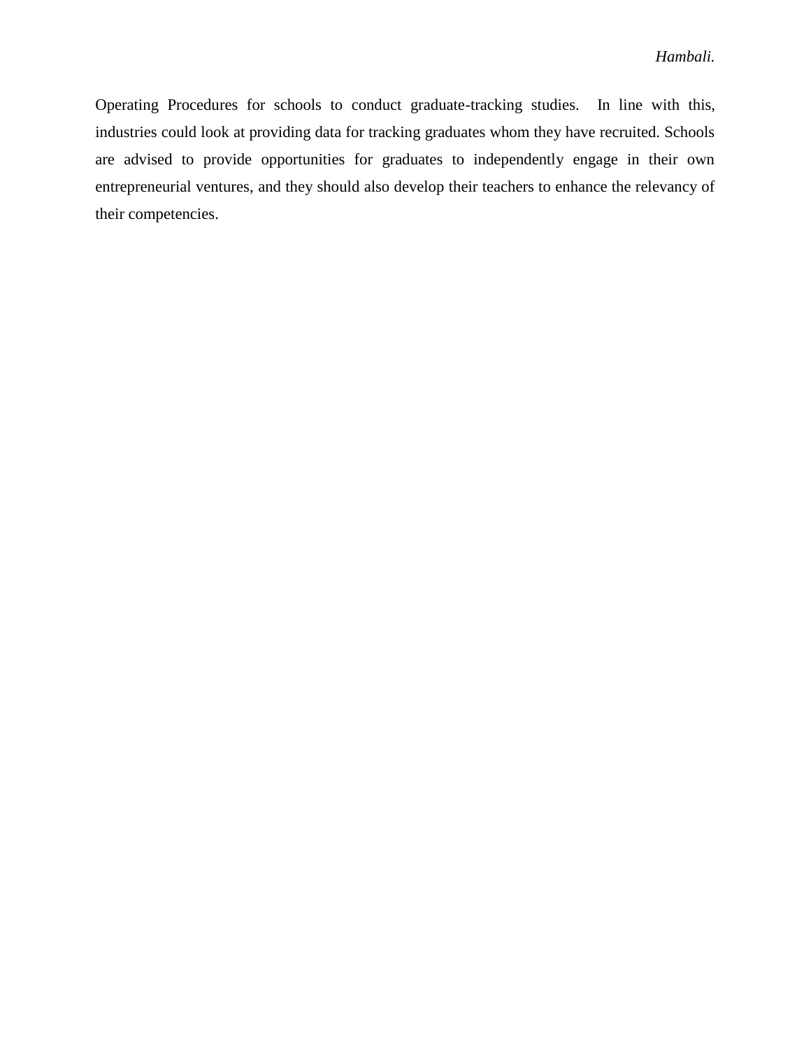Operating Procedures for schools to conduct graduate-tracking studies. In line with this, industries could look at providing data for tracking graduates whom they have recruited. Schools are advised to provide opportunities for graduates to independently engage in their own entrepreneurial ventures, and they should also develop their teachers to enhance the relevancy of their competencies.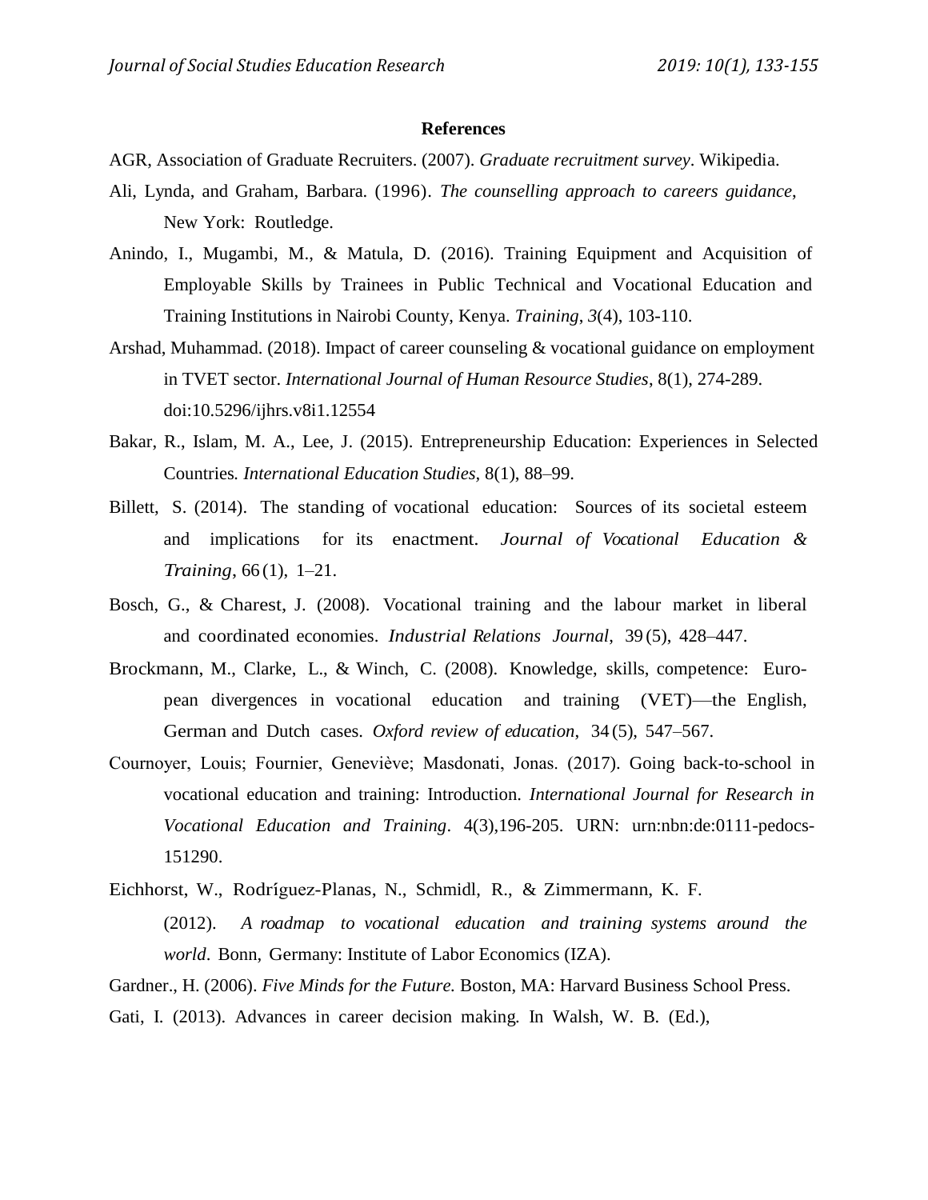## References

AGR, Association of Graduate Recruiters. (2007). *Graduate recruitment survey*. Wikipedia.

Ali, Lynda, and Graham, Barbara. (1996). *The counselling approach to careers guidance*, New York: Routledge.

Anindo, I., Mugambi, M., & Matula, D. (2016). Training Equipment and Acquisition of Employable Skills by Trainees in Public Technical and Vocational Education and Training Institutions in Nairobi County, Kenya. *Training*, *3*(4), 103-110.

Arshad, Muhammad. (2018). Impact of career counseling & vocational guidance on employment in TVET sector. *International Journal of Human Resource Studies*, 8(1), 274-289. doi:10.5296/ijhrs.v8i1.12554

Bakar, R., Islam, M. A., Lee, J. (2015). Entrepreneurship Education: Experiences in Selected Countries. *International Education Studies*, 8(1), 88–99.

Billett, S. (2014). The standing of vocational education: Sources of its societal esteem and implications for its enactment. *Journal of Vocational Education & Training*, 66 (1), 1–21.

Bosch, G., & Charest, J. (2008). Vocational training and the labour market in liberal and coordinated economies. *Industrial Relations Journal*, 39 (5), 428–447.

Brockmann, M., Clarke, L., & Winch, C. (2008). Knowledge, skills, competence: European divergences in vocational education and training (VET)—the English, German and Dutch cases. *Oxford review of education*, 34 (5), 547–567.

Cournoyer, Louis; Fournier, Geneviève; Masdonati, Jonas. (2017). Going back-to-school in vocational education and training: Introduction. *International Journal for Research in Vocational Education and Training*. 4(3),196-205. URN: urn:nbn:de:0111-pedocs-151290.

Eichhorst, W., Rodríguez-Planas, N., Schmidl, R., & Zimmermann, K. F. (2012). *A roadmap to vocational education and training systems around the world*. Bonn, Germany: Institute of Labor Economics (IZA).

Gardner., H. (2006). *Five Minds for the Future.* Boston, MA: Harvard Business School Press.

Gati, I. (2013). Advances in career decision making. In Walsh, W. B. (Ed.),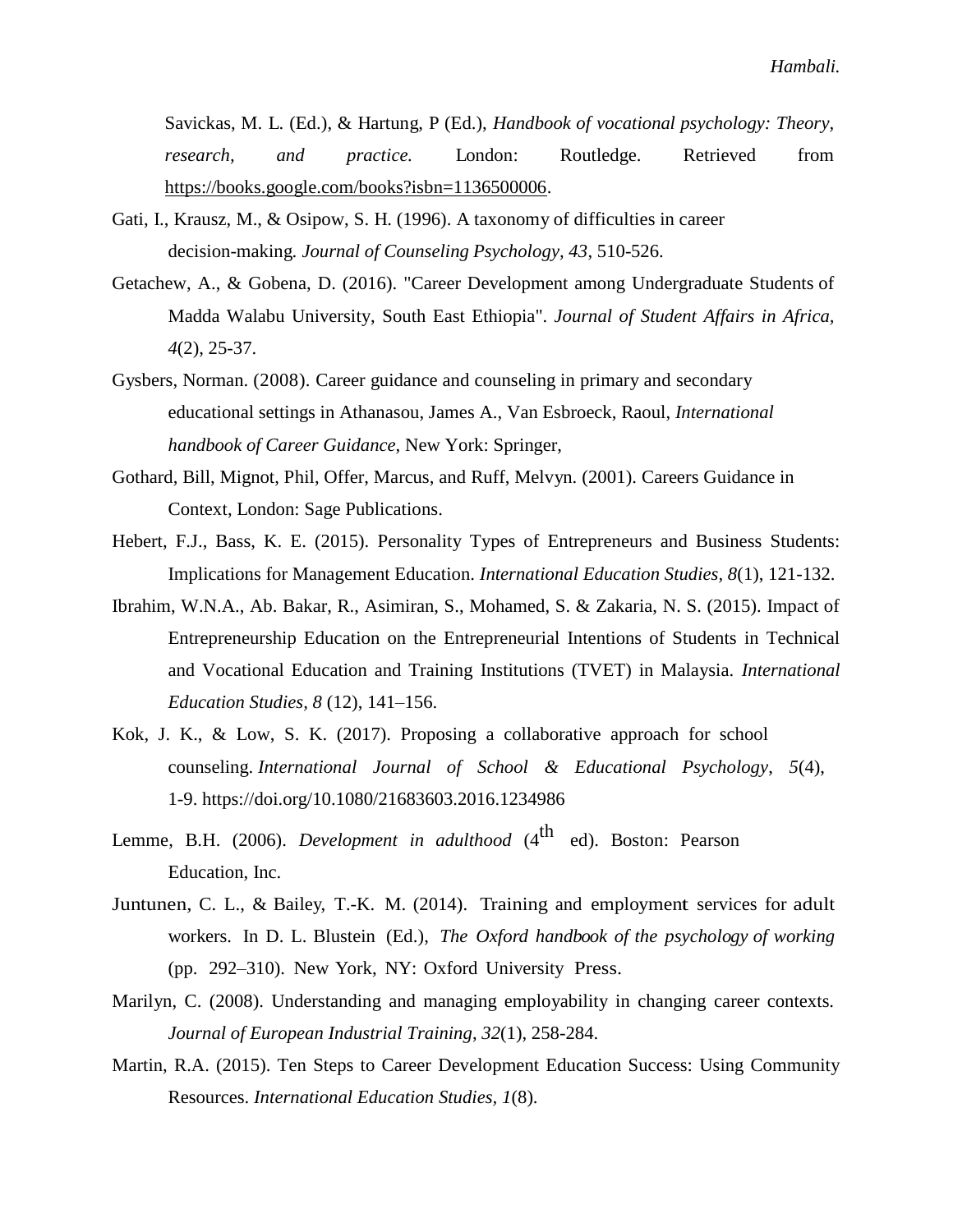Savickas, M. L. (Ed.), & Hartung, P (Ed.), *Handbook of vocational psychology: Theory, research, and practice.* London: Routledge. Retrieved from https://books.google.com/books?isbn=1136500006.

Gati, I., Krausz, M., & Osipow, S. H. (1996). A taxonomy of difficulties in career decision-making. *Journal of Counseling Psychology, 43*, 510-526.

Getachew, A., & Gobena, D. (2016). "Career Development among Undergraduate Students of Madda Walabu University, South East Ethiopia". *Journal of Student Affairs in Africa, 4*(2), 25-37.

Gysbers, Norman. (2008). Career guidance and counseling in primary and secondary educational settings in Athanasou, James A., Van Esbroeck, Raoul, *International handbook of Career Guidance*, New York: Springer,

Gothard, Bill, Mignot, Phil, Offer, Marcus, and Ruff, Melvyn. (2001). Careers Guidance in Context, London: Sage Publications.

Hebert, F.J., Bass, K. E. (2015). Personality Types of Entrepreneurs and Business Students: Implications for Management Education. *International Education Studies, 8*(1), 121-132.

Ibrahim, W.N.A., Ab. Bakar, R., Asimiran, S., Mohamed, S. & Zakaria, N. S. (2015). Impact of Entrepreneurship Education on the Entrepreneurial Intentions of Students in Technical and Vocational Education and Training Institutions (TVET) in Malaysia. *International Education Studies*, *8* (12), 141–156.

Kok, J. K., & Low, S. K. (2017). Proposing a collaborative approach for school counseling. *International Journal of School & Educational Psychology*, *5*(4), 1-9. https://doi.org/10.1080/21683603.2016.1234986

Lemme, B.H. (2006). *Development in adulthood* (4th ed). Boston: Pearson Education, Inc.

Juntunen, C. L., & Bailey, T.-K. M. (2014). Training and employment services for adult workers. In D. L. Blustein (Ed.), *The Oxford handbook of the psychology of working* (pp. 292–310). New York, NY: Oxford University Press.

Marilyn, C. (2008). Understanding and managing employability in changing career contexts. *Journal of European Industrial Training*, *32*(1), 258-284.

Martin, R.A. (2015). Ten Steps to Career Development Education Success: Using Community Resources. *International Education Studies, 1*(8).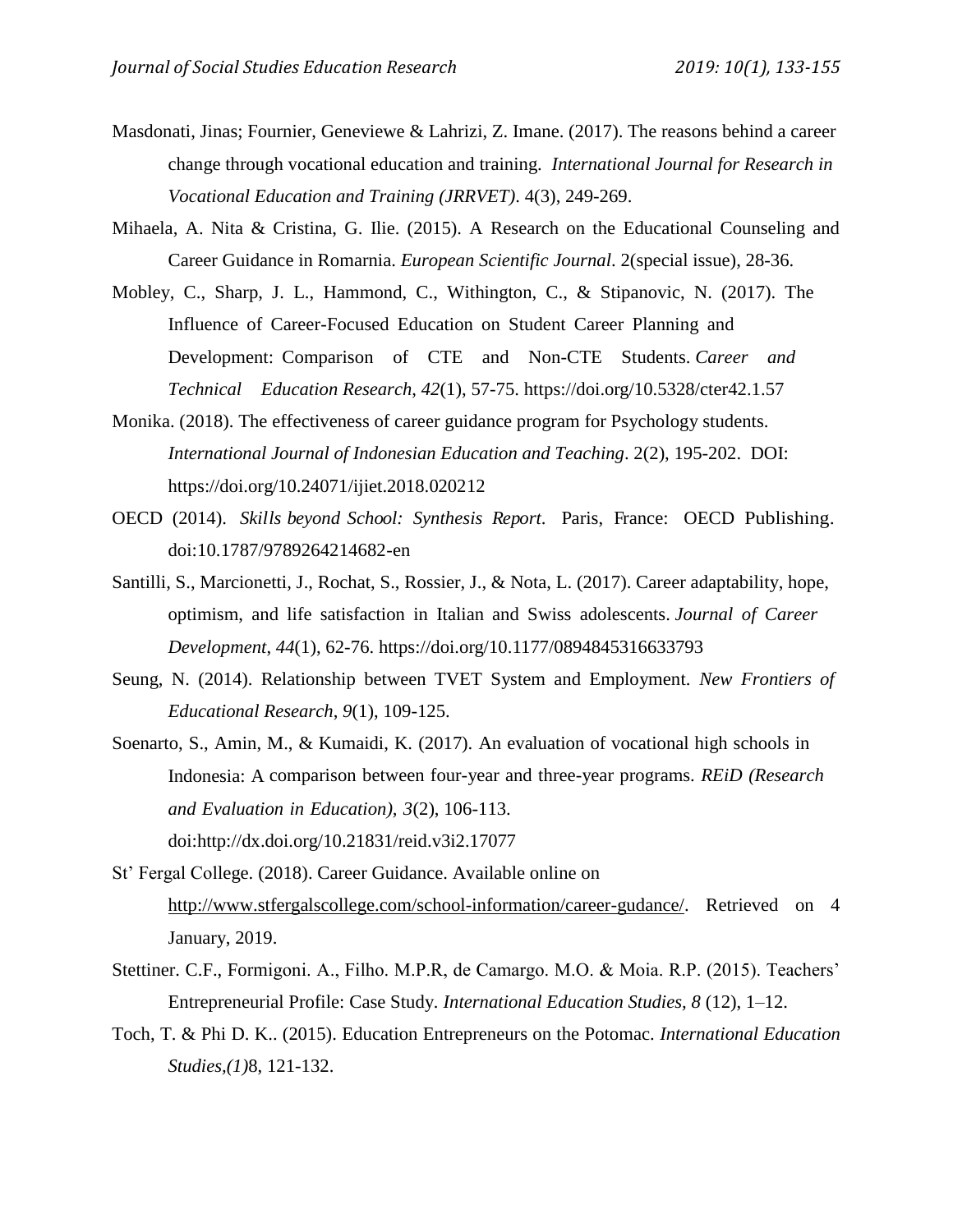Masdonati, Jinas; Fournier, Geneviewe & Lahrizi, Z. Imane. (2017). The reasons behind a career change through vocational education and training. *International Journal for Research in Vocational Education and Training (JRRVET)*. 4(3), 249-269.

Mihaela, A. Nita & Cristina, G. Ilie. (2015). A Research on the Educational Counseling and Career Guidance in Romarnia. *European Scientific Journal*. 2(special issue), 28-36.

Mobley, C., Sharp, J. L., Hammond, C., Withington, C., & Stipanovic, N. (2017). The Influence of Career-Focused Education on Student Career Planning and Development: Comparison of CTE and Non-CTE Students. *Career and Technical Education Research*, *42*(1), 57-75. https://doi.org/10.5328/cter42.1.57

Monika. (2018). The effectiveness of career guidance program for Psychology students. *International Journal of Indonesian Education and Teaching*. 2(2), 195-202. DOI: https://doi.org/10.24071/ijiet.2018.020212

OECD (2014). *Skills beyond School: Synthesis Report*. Paris, France: OECD Publishing. doi:10.1787/9789264214682-en

Santilli, S., Marcionetti, J., Rochat, S., Rossier, J., & Nota, L. (2017). Career adaptability, hope, optimism, and life satisfaction in Italian and Swiss adolescents. *Journal of Career Development*, *44*(1), 62-76. https://doi.org/10.1177/0894845316633793

Seung, N. (2014). Relationship between TVET System and Employment. *New Frontiers of Educational Research*, *9*(1), 109-125.

Soenarto, S., Amin, M., & Kumaidi, K. (2017). An evaluation of vocational high schools in Indonesia: A comparison between four-year and three-year programs. *REiD (Research and Evaluation in Education), 3*(2), 106-113. doi:http://dx.doi.org/10.21831/reid.v3i2.17077

St' Fergal College. (2018). Career Guidance. Available online on http://www.stfergalscollege.com/school-information/career-gudance/. Retrieved on 4 January, 2019.

Stettiner. C.F., Formigoni. A., Filho. M.P.R, de Camargo. M.O. & Moia. R.P. (2015). Teachers' Entrepreneurial Profile: Case Study. *International Education Studies, 8* (12), 1–12.

Toch, T. & Phi D. K.. (2015). Education Entrepreneurs on the Potomac. *International Education Studies,(1)*8, 121-132.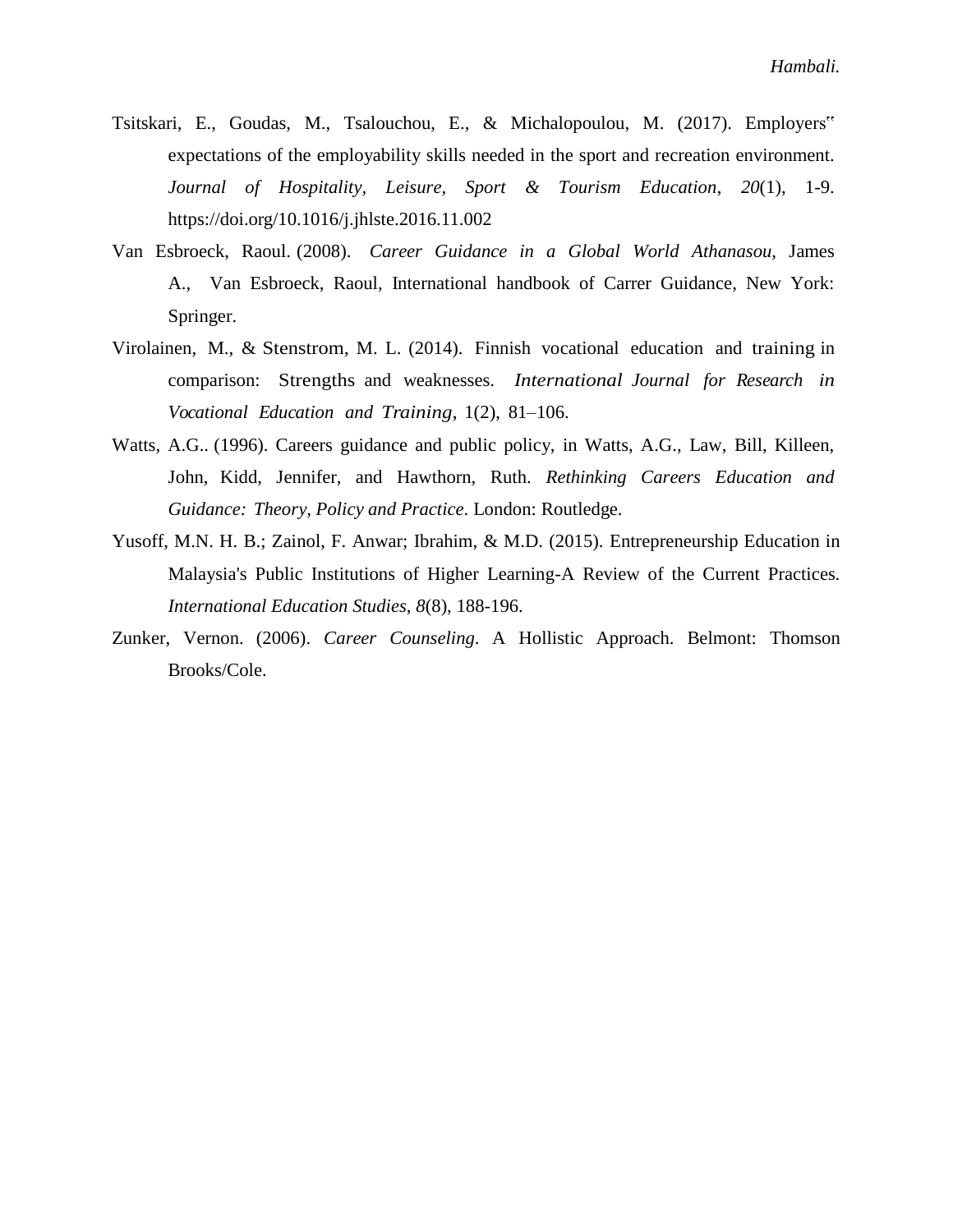Tsitskari, E., Goudas, M., Tsalouchou, E., & Michalopoulou, M. (2017). Employers‟ expectations of the employability skills needed in the sport and recreation environment. *Journal of Hospitality, Leisure, Sport & Tourism Education*, *20*(1), 1-9. https://doi.org/10.1016/j.jhlste.2016.11.002

Van Esbroeck, Raoul. (2008). *Career Guidance in a Global World Athanasou,* James A., Van Esbroeck, Raoul, International handbook of Carrer Guidance, New York: Springer.

Virolainen, M., & Stenstrom, M. L. (2014). Finnish vocational education and training in comparison: Strengths and weaknesses. *International Journal for Research in Vocational Education and Training*, 1(2), 81–106.

Watts, A.G.. (1996). Careers guidance and public policy, in Watts, A.G., Law, Bill, Killeen, John, Kidd, Jennifer, and Hawthorn, Ruth. *Rethinking Careers Education and Guidance: Theory, Policy and Practice*. London: Routledge.

Yusoff, M.N. H. B.; Zainol, F. Anwar; Ibrahim, & M.D. (2015). Entrepreneurship Education in Malaysia's Public Institutions of Higher Learning-A Review of the Current Practices. *International Education Studies, 8*(8), 188-196.

Zunker, Vernon. (2006). *Career Counseling*. A Hollistic Approach. Belmont: Thomson Brooks/Cole.